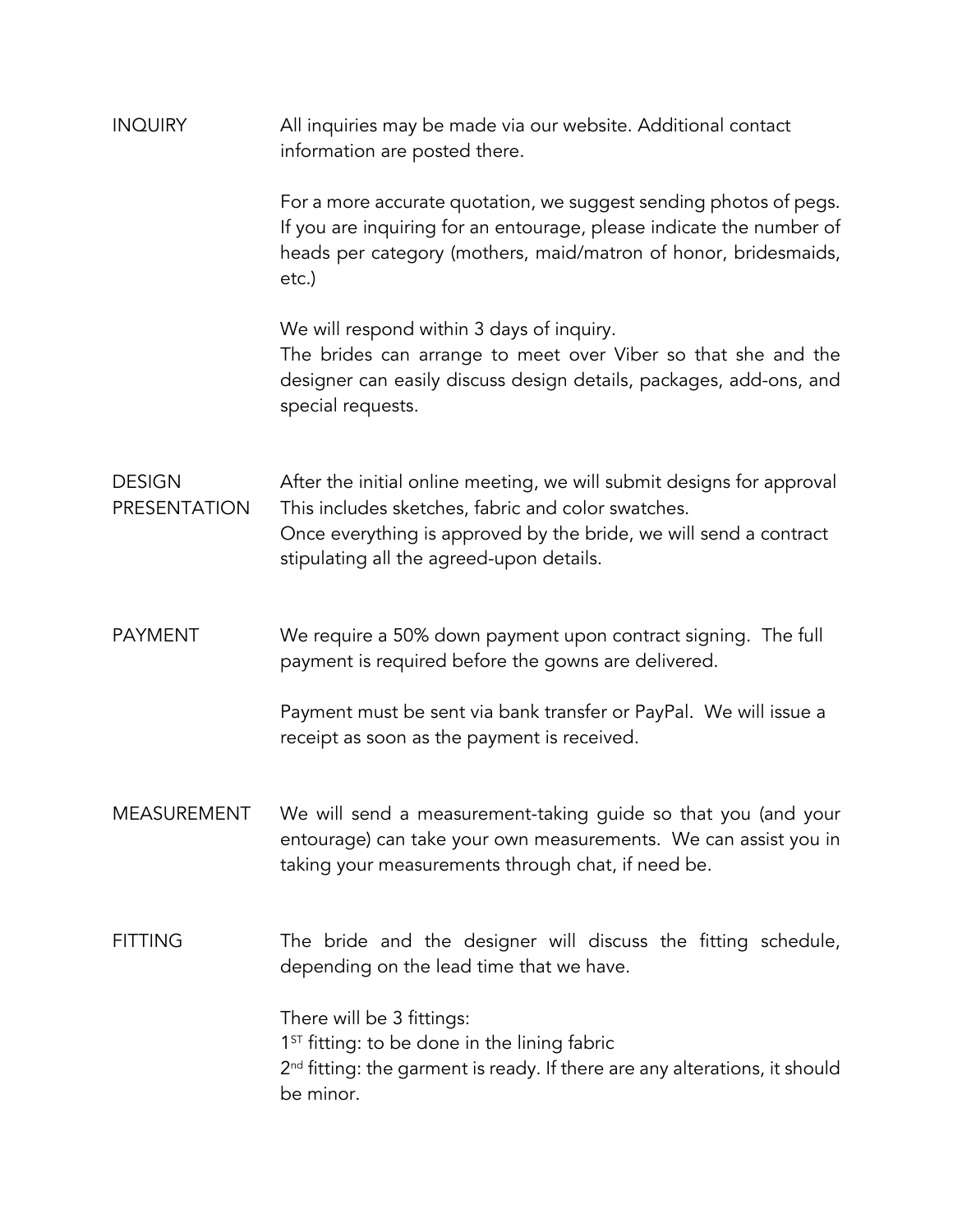## INQUIRY

All inquiries may be made via our website. Additional contact information are posted there.

For a more accurate quotation, we suggest sending photos of pegs. If you are inquiring for an entourage, please indicate the number of heads per category (mothers, maid/matron of honor, bridesmaids, etc.)

We will respond within 3 days of inquiry.
The brides can arrange to meet over Viber so that she and the designer can easily discuss design details, packages, add-ons, and special requests.

## DESIGN PRESENTATION

After the initial online meeting, we will submit designs for approval This includes sketches, fabric and color swatches.
Once everything is approved by the bride, we will send a contract stipulating all the agreed-upon details.

## PAYMENT

We require a 50% down payment upon contract signing. The full payment is required before the gowns are delivered.

Payment must be sent via bank transfer or PayPal. We will issue a receipt as soon as the payment is received.

## MEASUREMENT

We will send a measurement-taking guide so that you (and your entourage) can take your own measurements. We can assist you in taking your measurements through chat, if need be.

## FITTING

The bride and the designer will discuss the fitting schedule, depending on the lead time that we have.

There will be 3 fittings:
1ST fitting: to be done in the lining fabric
2nd fitting: the garment is ready. If there are any alterations, it should be minor.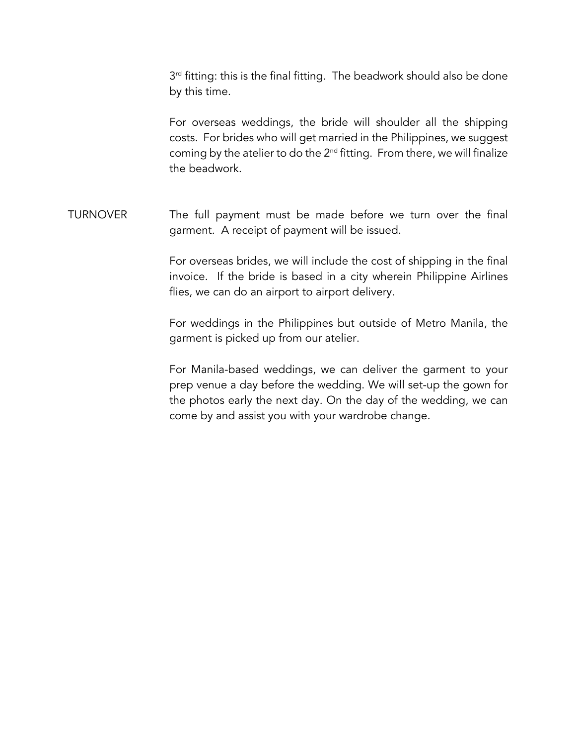3rd fitting: this is the final fitting. The beadwork should also be done by this time.

For overseas weddings, the bride will shoulder all the shipping costs. For brides who will get married in the Philippines, we suggest coming by the atelier to do the 2nd fitting. From there, we will finalize the beadwork.

**TURNOVER**

The full payment must be made before we turn over the final garment. A receipt of payment will be issued.

For overseas brides, we will include the cost of shipping in the final invoice. If the bride is based in a city wherein Philippine Airlines flies, we can do an airport to airport delivery.

For weddings in the Philippines but outside of Metro Manila, the garment is picked up from our atelier.

For Manila-based weddings, we can deliver the garment to your prep venue a day before the wedding. We will set-up the gown for the photos early the next day. On the day of the wedding, we can come by and assist you with your wardrobe change.